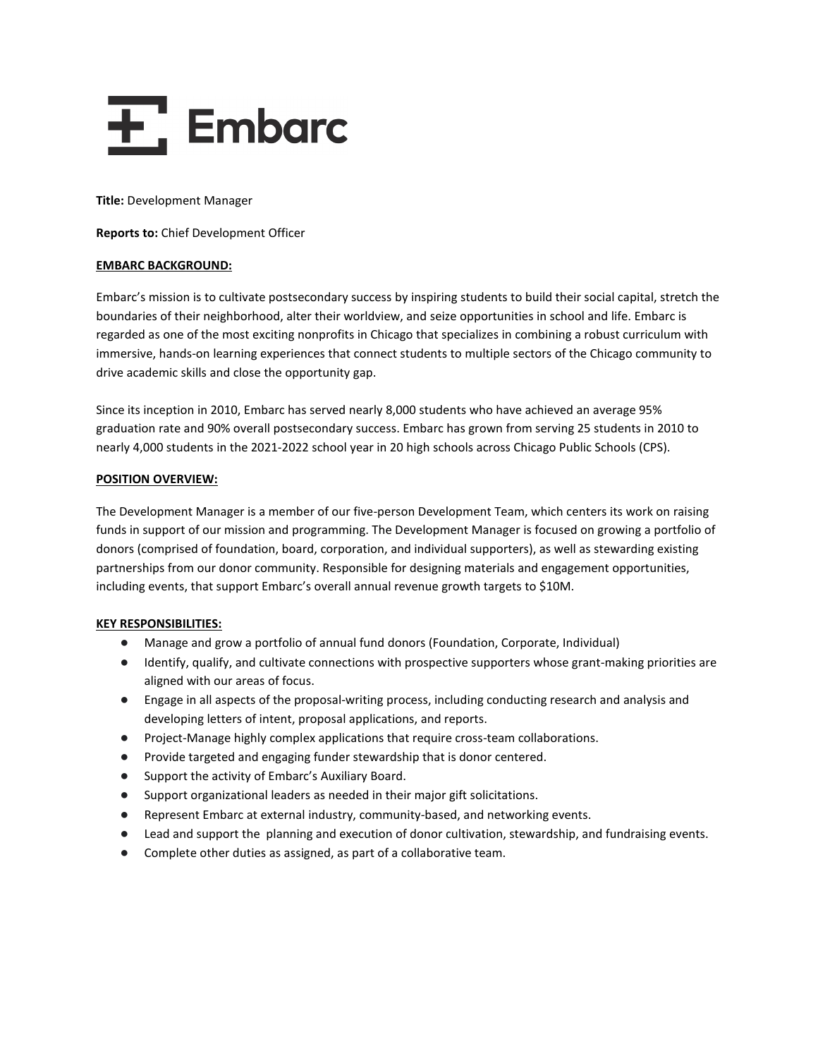# Embarc

**Title:** Development Manager

**Reports to:** Chief Development Officer

## EMBARC BACKGROUND:

Embarc's mission is to cultivate postsecondary success by inspiring students to build their social capital, stretch the boundaries of their neighborhood, alter their worldview, and seize opportunities in school and life. Embarc is regarded as one of the most exciting nonprofits in Chicago that specializes in combining a robust curriculum with immersive, hands-on learning experiences that connect students to multiple sectors of the Chicago community to drive academic skills and close the opportunity gap.

Since its inception in 2010, Embarc has served nearly 8,000 students who have achieved an average 95% graduation rate and 90% overall postsecondary success. Embarc has grown from serving 25 students in 2010 to nearly 4,000 students in the 2021-2022 school year in 20 high schools across Chicago Public Schools (CPS).

## POSITION OVERVIEW:

The Development Manager is a member of our five-person Development Team, which centers its work on raising funds in support of our mission and programming. The Development Manager is focused on growing a portfolio of donors (comprised of foundation, board, corporation, and individual supporters), as well as stewarding existing partnerships from our donor community. Responsible for designing materials and engagement opportunities, including events, that support Embarc's overall annual revenue growth targets to $10M.

## KEY RESPONSIBILITIES:

- Manage and grow a portfolio of annual fund donors (Foundation, Corporate, Individual)
- Identify, qualify, and cultivate connections with prospective supporters whose grant-making priorities are aligned with our areas of focus.
- Engage in all aspects of the proposal-writing process, including conducting research and analysis and developing letters of intent, proposal applications, and reports.
- Project-Manage highly complex applications that require cross-team collaborations.
- Provide targeted and engaging funder stewardship that is donor centered.
- Support the activity of Embarc's Auxiliary Board.
- Support organizational leaders as needed in their major gift solicitations.
- Represent Embarc at external industry, community-based, and networking events.
- Lead and support the planning and execution of donor cultivation, stewardship, and fundraising events.
- Complete other duties as assigned, as part of a collaborative team.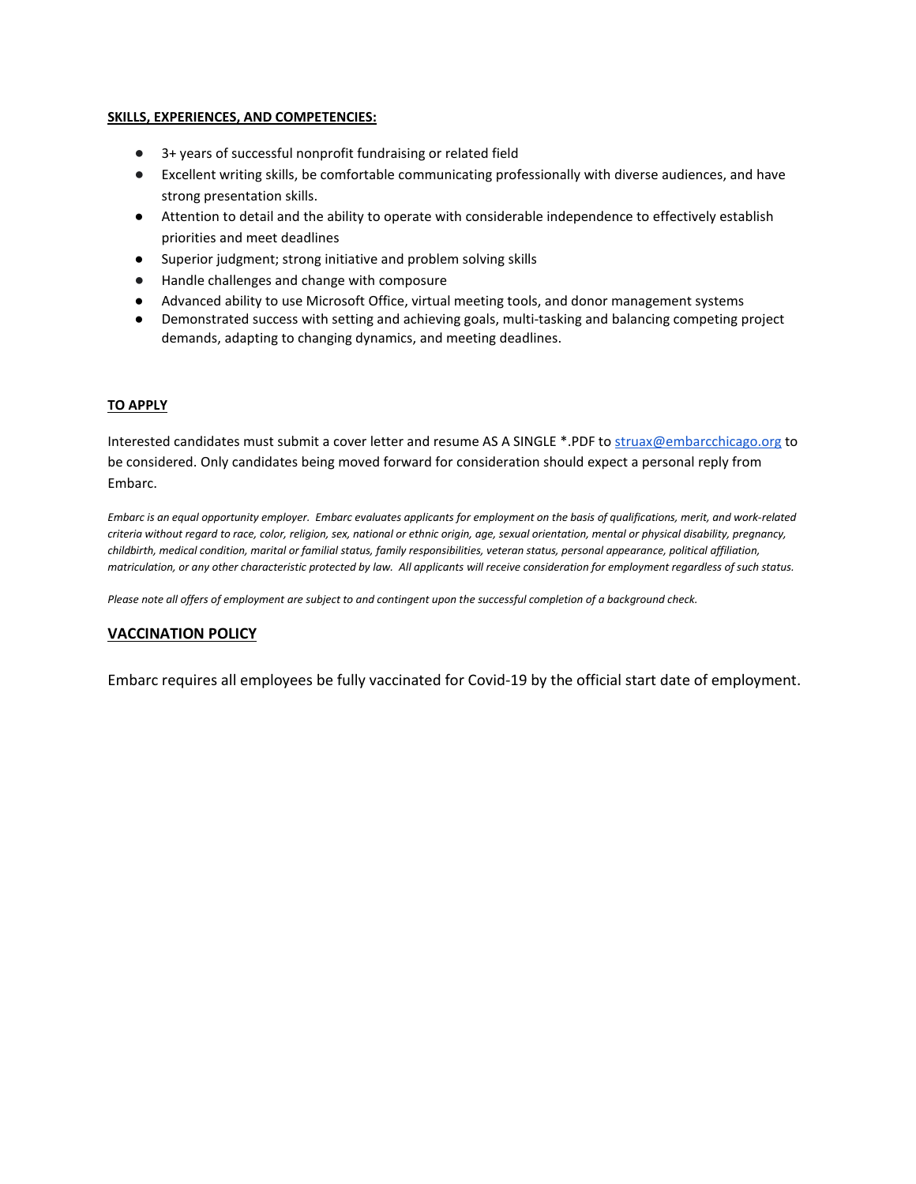**SKILLS, EXPERIENCES, AND COMPETENCIES:**

- 3+ years of successful nonprofit fundraising or related field
- Excellent writing skills, be comfortable communicating professionally with diverse audiences, and have strong presentation skills.
- Attention to detail and the ability to operate with considerable independence to effectively establish priorities and meet deadlines
- Superior judgment; strong initiative and problem solving skills
- Handle challenges and change with composure
- Advanced ability to use Microsoft Office, virtual meeting tools, and donor management systems
- Demonstrated success with setting and achieving goals, multi-tasking and balancing competing project demands, adapting to changing dynamics, and meeting deadlines.

**TO APPLY**

Interested candidates must submit a cover letter and resume AS A SINGLE *.PDF to struax@embarcchicago.org to be considered. Only candidates being moved forward for consideration should expect a personal reply from Embarc.

*Embarc is an equal opportunity employer. Embarc evaluates applicants for employment on the basis of qualifications, merit, and work-related criteria without regard to race, color, religion, sex, national or ethnic origin, age, sexual orientation, mental or physical disability, pregnancy, childbirth, medical condition, marital or familial status, family responsibilities, veteran status, personal appearance, political affiliation, matriculation, or any other characteristic protected by law. All applicants will receive consideration for employment regardless of such status.*

*Please note all offers of employment are subject to and contingent upon the successful completion of a background check.*

## VACCINATION POLICY

Embarc requires all employees be fully vaccinated for Covid-19 by the official start date of employment.